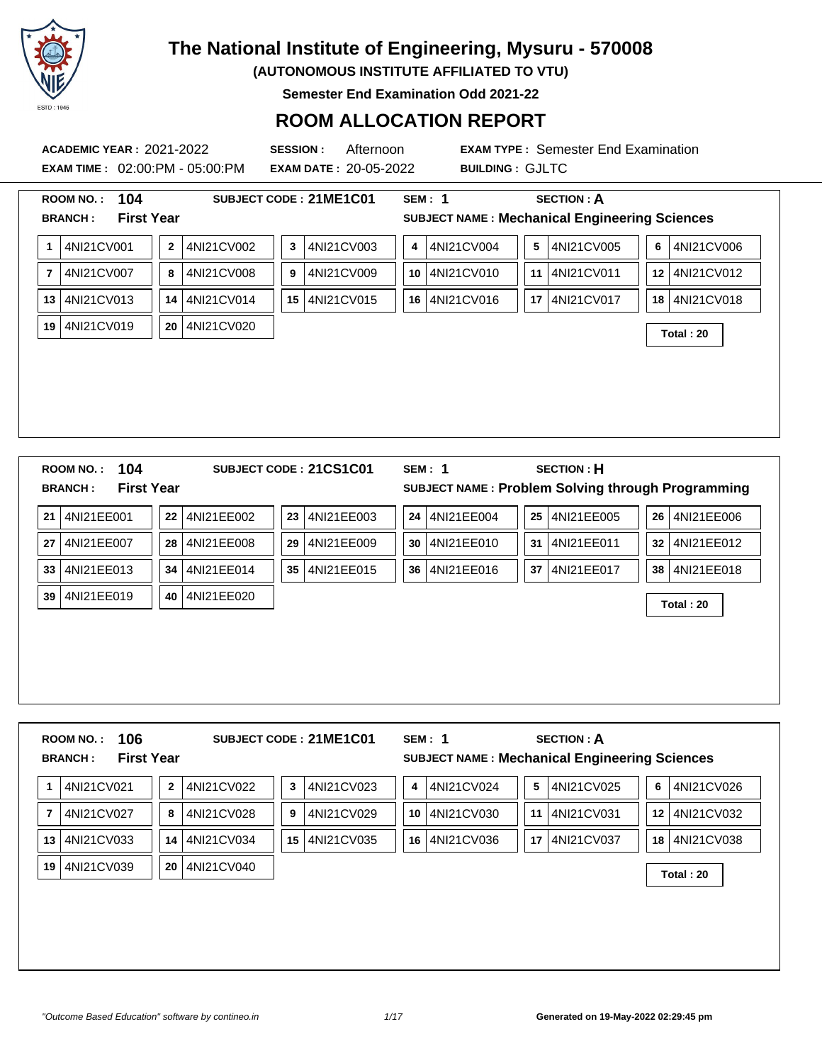# The National Institute of Engineering, Mysuru - 570008

**(AUTONOMOUS INSTITUTE AFFILIATED TO VTU)**

**Semester End Examination Odd 2021-22**

## ROOM ALLOCATION REPORT

**ACADEMIC YEAR :** 2021-2022 **SESSION :** Afternoon **EXAM TYPE :** Semester End Examination

**EXAM TIME :** 02:00:PM - 05:00:PM **EXAM DATE :** 20-05-2022 **BUILDING :** GJLTC

---

**ROOM NO. :** 104 **SUBJECT CODE :** 21ME1C01 **SEM :** 1 **SECTION :** A

**BRANCH :** First Year **SUBJECT NAME :** Mechanical Engineering Sciences

| | | | | | | | | | | | |
|---|---|---|---|---|---|---|---|---|---|---|---|
| 1 | 4NI21CV001 | 2 | 4NI21CV002 | 3 | 4NI21CV003 | 4 | 4NI21CV004 | 5 | 4NI21CV005 | 6 | 4NI21CV006 |
| 7 | 4NI21CV007 | 8 | 4NI21CV008 | 9 | 4NI21CV009 | 10 | 4NI21CV010 | 11 | 4NI21CV011 | 12 | 4NI21CV012 |
| 13 | 4NI21CV013 | 14 | 4NI21CV014 | 15 | 4NI21CV015 | 16 | 4NI21CV016 | 17 | 4NI21CV017 | 18 | 4NI21CV018 |
| 19 | 4NI21CV019 | 20 | 4NI21CV020 | | | | | | | | |

**Total : 20**

---

**ROOM NO. :** 104 **SUBJECT CODE :** 21CS1C01 **SEM :** 1 **SECTION :** H

**BRANCH :** First Year **SUBJECT NAME :** Problem Solving through Programming

| | | | | | | | | | | | |
|---|---|---|---|---|---|---|---|---|---|---|---|
| 21 | 4NI21EE001 | 22 | 4NI21EE002 | 23 | 4NI21EE003 | 24 | 4NI21EE004 | 25 | 4NI21EE005 | 26 | 4NI21EE006 |
| 27 | 4NI21EE007 | 28 | 4NI21EE008 | 29 | 4NI21EE009 | 30 | 4NI21EE010 | 31 | 4NI21EE011 | 32 | 4NI21EE012 |
| 33 | 4NI21EE013 | 34 | 4NI21EE014 | 35 | 4NI21EE015 | 36 | 4NI21EE016 | 37 | 4NI21EE017 | 38 | 4NI21EE018 |
| 39 | 4NI21EE019 | 40 | 4NI21EE020 | | | | | | | | |

**Total : 20**

---

**ROOM NO. :** 106 **SUBJECT CODE :** 21ME1C01 **SEM :** 1 **SECTION :** A

**BRANCH :** First Year **SUBJECT NAME :** Mechanical Engineering Sciences

| | | | | | | | | | | | |
|---|---|---|---|---|---|---|---|---|---|---|---|
| 1 | 4NI21CV021 | 2 | 4NI21CV022 | 3 | 4NI21CV023 | 4 | 4NI21CV024 | 5 | 4NI21CV025 | 6 | 4NI21CV026 |
| 7 | 4NI21CV027 | 8 | 4NI21CV028 | 9 | 4NI21CV029 | 10 | 4NI21CV030 | 11 | 4NI21CV031 | 12 | 4NI21CV032 |
| 13 | 4NI21CV033 | 14 | 4NI21CV034 | 15 | 4NI21CV035 | 16 | 4NI21CV036 | 17 | 4NI21CV037 | 18 | 4NI21CV038 |
| 19 | 4NI21CV039 | 20 | 4NI21CV040 | | | | | | | | |

**Total : 20**

*"Outcome Based Education" software by contineo.in* **Generated on 19-May-2022 02:29:45 pm**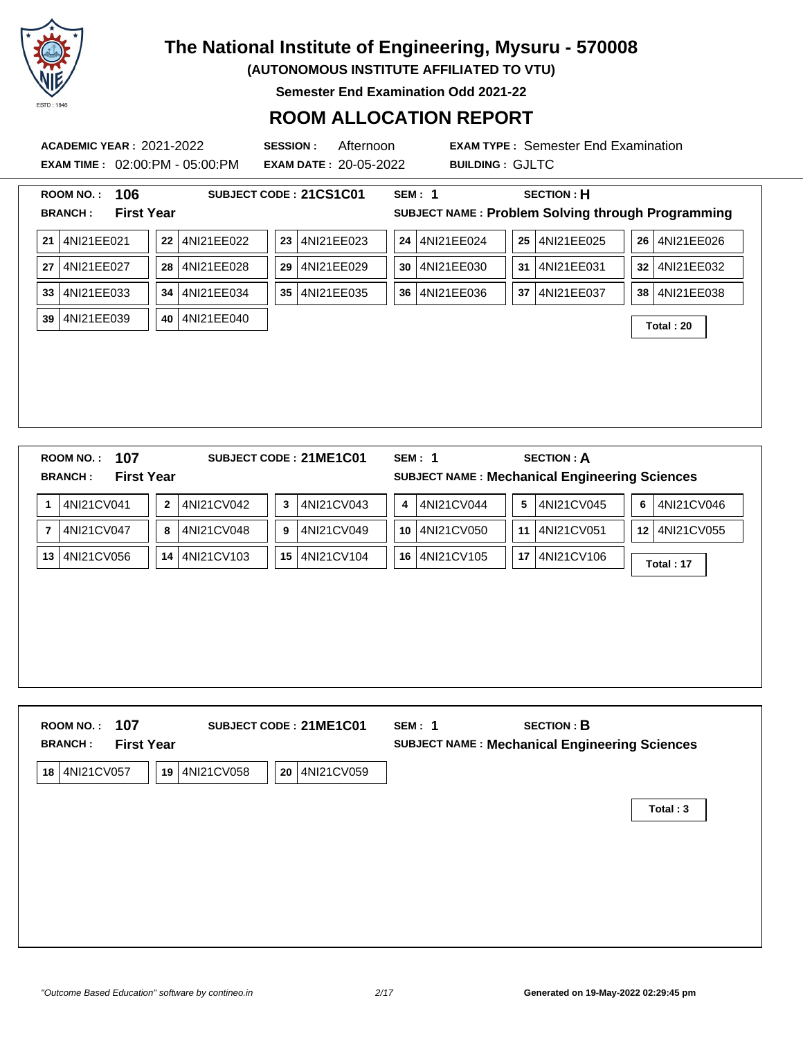# The National Institute of Engineering, Mysuru - 570008

**(AUTONOMOUS INSTITUTE AFFILIATED TO VTU)**

**Semester End Examination Odd 2021-22**

## ROOM ALLOCATION REPORT

**ACADEMIC YEAR :** 2021-2022 **SESSION :** Afternoon **EXAM TYPE :** Semester End Examination

**EXAM TIME :** 02:00:PM - 05:00:PM **EXAM DATE :** 20-05-2022 **BUILDING :** GJLTC

---

**ROOM NO. :** 106 **SUBJECT CODE :** 21CS1C01 **SEM :** 1 **SECTION :** H

**BRANCH :** First Year **SUBJECT NAME :** Problem Solving through Programming

| | | | | | |
|---|---|---|---|---|---|
| 21 4NI21EE021 | 22 4NI21EE022 | 23 4NI21EE023 | 24 4NI21EE024 | 25 4NI21EE025 | 26 4NI21EE026 |
| 27 4NI21EE027 | 28 4NI21EE028 | 29 4NI21EE029 | 30 4NI21EE030 | 31 4NI21EE031 | 32 4NI21EE032 |
| 33 4NI21EE033 | 34 4NI21EE034 | 35 4NI21EE035 | 36 4NI21EE036 | 37 4NI21EE037 | 38 4NI21EE038 |
| 39 4NI21EE039 | 40 4NI21EE040 | | | | |

**Total : 20**

---

**ROOM NO. :** 107 **SUBJECT CODE :** 21ME1C01 **SEM :** 1 **SECTION :** A

**BRANCH :** First Year **SUBJECT NAME :** Mechanical Engineering Sciences

| | | | | | |
|---|---|---|---|---|---|
| 1 4NI21CV041 | 2 4NI21CV042 | 3 4NI21CV043 | 4 4NI21CV044 | 5 4NI21CV045 | 6 4NI21CV046 |
| 7 4NI21CV047 | 8 4NI21CV048 | 9 4NI21CV049 | 10 4NI21CV050 | 11 4NI21CV051 | 12 4NI21CV055 |
| 13 4NI21CV056 | 14 4NI21CV103 | 15 4NI21CV104 | 16 4NI21CV105 | 17 4NI21CV106 | |

**Total : 17**

---

**ROOM NO. :** 107 **SUBJECT CODE :** 21ME1C01 **SEM :** 1 **SECTION :** B

**BRANCH :** First Year **SUBJECT NAME :** Mechanical Engineering Sciences

| | | |
|---|---|---|
| 18 4NI21CV057 | 19 4NI21CV058 | 20 4NI21CV059 |

**Total : 3**

---

*"Outcome Based Education" software by contineo.in*

**Generated on 19-May-2022 02:29:45 pm**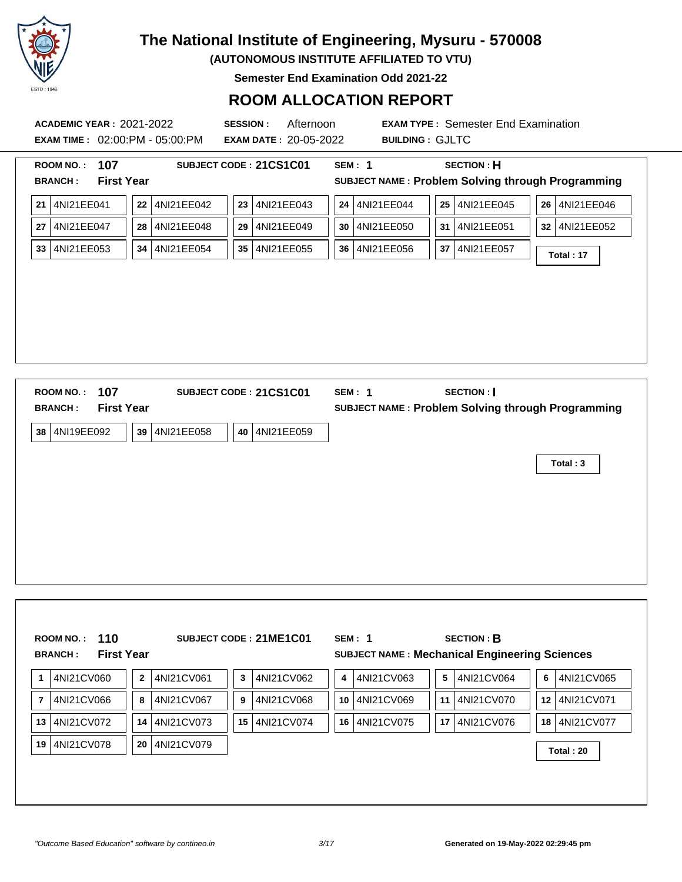# The National Institute of Engineering, Mysuru - 570008

**(AUTONOMOUS INSTITUTE AFFILIATED TO VTU)**

**Semester End Examination Odd 2021-22**

## ROOM ALLOCATION REPORT

**ACADEMIC YEAR :** 2021-2022 **SESSION :** Afternoon **EXAM TYPE :** Semester End Examination

**EXAM TIME :** 02:00:PM - 05:00:PM **EXAM DATE :** 20-05-2022 **BUILDING :** GJLTC

---

**ROOM NO. :** 107 **SUBJECT CODE :** 21CS1C01 **SEM :** 1 **SECTION :** H

**BRANCH :** First Year **SUBJECT NAME :** Problem Solving through Programming

| | | | | | |
|---|---|---|---|---|---|
| 21 4NI21EE041 | 22 4NI21EE042 | 23 4NI21EE043 | 24 4NI21EE044 | 25 4NI21EE045 | 26 4NI21EE046 |
| 27 4NI21EE047 | 28 4NI21EE048 | 29 4NI21EE049 | 30 4NI21EE050 | 31 4NI21EE051 | 32 4NI21EE052 |
| 33 4NI21EE053 | 34 4NI21EE054 | 35 4NI21EE055 | 36 4NI21EE056 | 37 4NI21EE057 | |

**Total : 17**

---

**ROOM NO. :** 107 **SUBJECT CODE :** 21CS1C01 **SEM :** 1 **SECTION :** I

**BRANCH :** First Year **SUBJECT NAME :** Problem Solving through Programming

| | | |
|---|---|---|
| 38 4NI19EE092 | 39 4NI21EE058 | 40 4NI21EE059 |

**Total : 3**

---

**ROOM NO. :** 110 **SUBJECT CODE :** 21ME1C01 **SEM :** 1 **SECTION :** B

**BRANCH :** First Year **SUBJECT NAME :** Mechanical Engineering Sciences

| | | | | | |
|---|---|---|---|---|---|
| 1 4NI21CV060 | 2 4NI21CV061 | 3 4NI21CV062 | 4 4NI21CV063 | 5 4NI21CV064 | 6 4NI21CV065 |
| 7 4NI21CV066 | 8 4NI21CV067 | 9 4NI21CV068 | 10 4NI21CV069 | 11 4NI21CV070 | 12 4NI21CV071 |
| 13 4NI21CV072 | 14 4NI21CV073 | 15 4NI21CV074 | 16 4NI21CV075 | 17 4NI21CV076 | 18 4NI21CV077 |
| 19 4NI21CV078 | 20 4NI21CV079 | | | | |

**Total : 20**

*"Outcome Based Education" software by contineo.in*

**Generated on 19-May-2022 02:29:45 pm**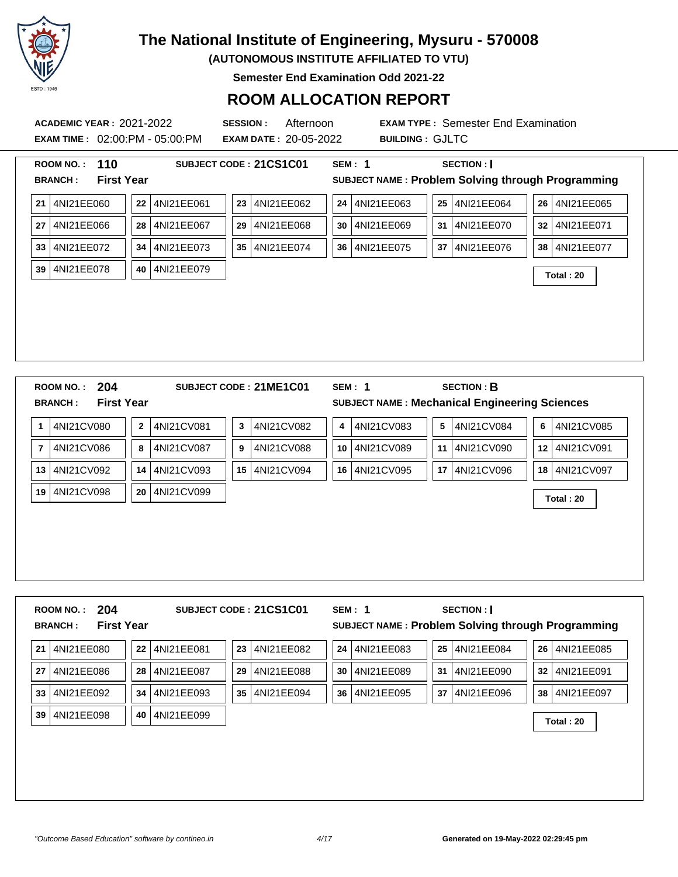# The National Institute of Engineering, Mysuru - 570008

**(AUTONOMOUS INSTITUTE AFFILIATED TO VTU)**

**Semester End Examination Odd 2021-22**

## ROOM ALLOCATION REPORT

**ACADEMIC YEAR :** 2021-2022 **SESSION :** Afternoon **EXAM TYPE :** Semester End Examination

**EXAM TIME :** 02:00:PM - 05:00:PM **EXAM DATE :** 20-05-2022 **BUILDING :** GJLTC

---

**ROOM NO. :** 110 **SUBJECT CODE :** 21CS1C01 **SEM :** 1 **SECTION :** I

**BRANCH :** First Year **SUBJECT NAME :** Problem Solving through Programming

| | | | | | |
|---|---|---|---|---|---|
| 21 4NI21EE060 | 22 4NI21EE061 | 23 4NI21EE062 | 24 4NI21EE063 | 25 4NI21EE064 | 26 4NI21EE065 |
| 27 4NI21EE066 | 28 4NI21EE067 | 29 4NI21EE068 | 30 4NI21EE069 | 31 4NI21EE070 | 32 4NI21EE071 |
| 33 4NI21EE072 | 34 4NI21EE073 | 35 4NI21EE074 | 36 4NI21EE075 | 37 4NI21EE076 | 38 4NI21EE077 |
| 39 4NI21EE078 | 40 4NI21EE079 | | | | |

**Total : 20**

---

**ROOM NO. :** 204 **SUBJECT CODE :** 21ME1C01 **SEM :** 1 **SECTION :** B

**BRANCH :** First Year **SUBJECT NAME :** Mechanical Engineering Sciences

| | | | | | |
|---|---|---|---|---|---|
| 1 4NI21CV080 | 2 4NI21CV081 | 3 4NI21CV082 | 4 4NI21CV083 | 5 4NI21CV084 | 6 4NI21CV085 |
| 7 4NI21CV086 | 8 4NI21CV087 | 9 4NI21CV088 | 10 4NI21CV089 | 11 4NI21CV090 | 12 4NI21CV091 |
| 13 4NI21CV092 | 14 4NI21CV093 | 15 4NI21CV094 | 16 4NI21CV095 | 17 4NI21CV096 | 18 4NI21CV097 |
| 19 4NI21CV098 | 20 4NI21CV099 | | | | |

**Total : 20**

---

**ROOM NO. :** 204 **SUBJECT CODE :** 21CS1C01 **SEM :** 1 **SECTION :** I

**BRANCH :** First Year **SUBJECT NAME :** Problem Solving through Programming

| | | | | | |
|---|---|---|---|---|---|
| 21 4NI21EE080 | 22 4NI21EE081 | 23 4NI21EE082 | 24 4NI21EE083 | 25 4NI21EE084 | 26 4NI21EE085 |
| 27 4NI21EE086 | 28 4NI21EE087 | 29 4NI21EE088 | 30 4NI21EE089 | 31 4NI21EE090 | 32 4NI21EE091 |
| 33 4NI21EE092 | 34 4NI21EE093 | 35 4NI21EE094 | 36 4NI21EE095 | 37 4NI21EE096 | 38 4NI21EE097 |
| 39 4NI21EE098 | 40 4NI21EE099 | | | | |

**Total : 20**

*"Outcome Based Education" software by contineo.in*

**Generated on 19-May-2022 02:29:45 pm**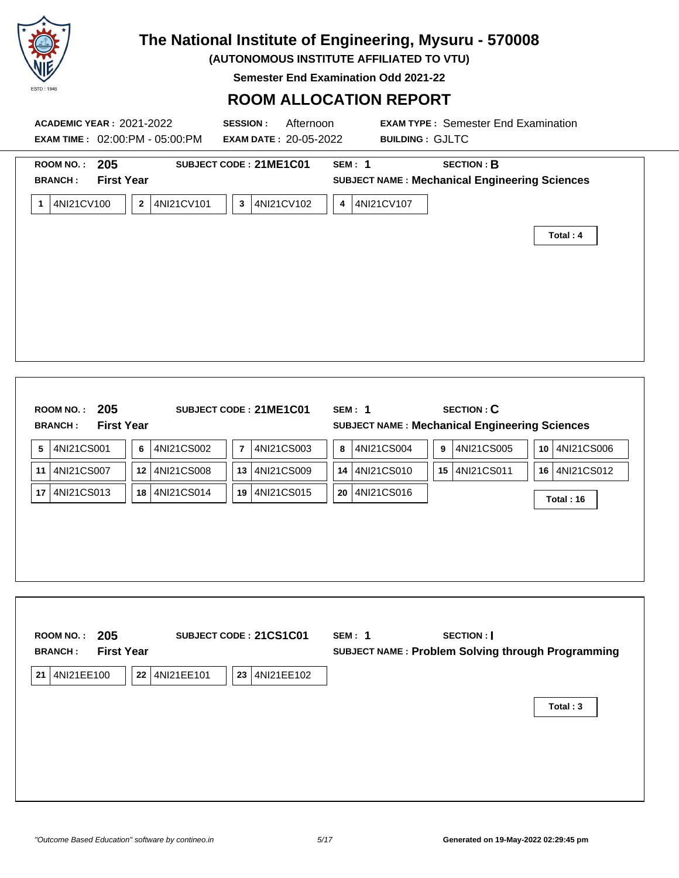# The National Institute of Engineering, Mysuru - 570008

**(AUTONOMOUS INSTITUTE AFFILIATED TO VTU)**

**Semester End Examination Odd 2021-22**

## ROOM ALLOCATION REPORT

**ACADEMIC YEAR :** 2021-2022 **SESSION :** Afternoon **EXAM TYPE :** Semester End Examination

**EXAM TIME :** 02:00:PM - 05:00:PM **EXAM DATE :** 20-05-2022 **BUILDING :** GJLTC

---

**ROOM NO. :** 205 **SUBJECT CODE :** 21ME1C01 **SEM :** 1 **SECTION :** B

**BRANCH :** First Year **SUBJECT NAME :** Mechanical Engineering Sciences

| | | | |
|---|---|---|---|
| 1 4NI21CV100 | 2 4NI21CV101 | 3 4NI21CV102 | 4 4NI21CV107 |

**Total : 4**

---

**ROOM NO. :** 205 **SUBJECT CODE :** 21ME1C01 **SEM :** 1 **SECTION :** C

**BRANCH :** First Year **SUBJECT NAME :** Mechanical Engineering Sciences

| | | | | | |
|---|---|---|---|---|---|
| 5 4NI21CS001 | 6 4NI21CS002 | 7 4NI21CS003 | 8 4NI21CS004 | 9 4NI21CS005 | 10 4NI21CS006 |
| 11 4NI21CS007 | 12 4NI21CS008 | 13 4NI21CS009 | 14 4NI21CS010 | 15 4NI21CS011 | 16 4NI21CS012 |
| 17 4NI21CS013 | 18 4NI21CS014 | 19 4NI21CS015 | 20 4NI21CS016 | | |

**Total : 16**

---

**ROOM NO. :** 205 **SUBJECT CODE :** 21CS1C01 **SEM :** 1 **SECTION :** I

**BRANCH :** First Year **SUBJECT NAME :** Problem Solving through Programming

| | | |
|---|---|---|
| 21 4NI21EE100 | 22 4NI21EE101 | 23 4NI21EE102 |

**Total : 3**

---

*"Outcome Based Education" software by contineo.in*

**Generated on 19-May-2022 02:29:45 pm**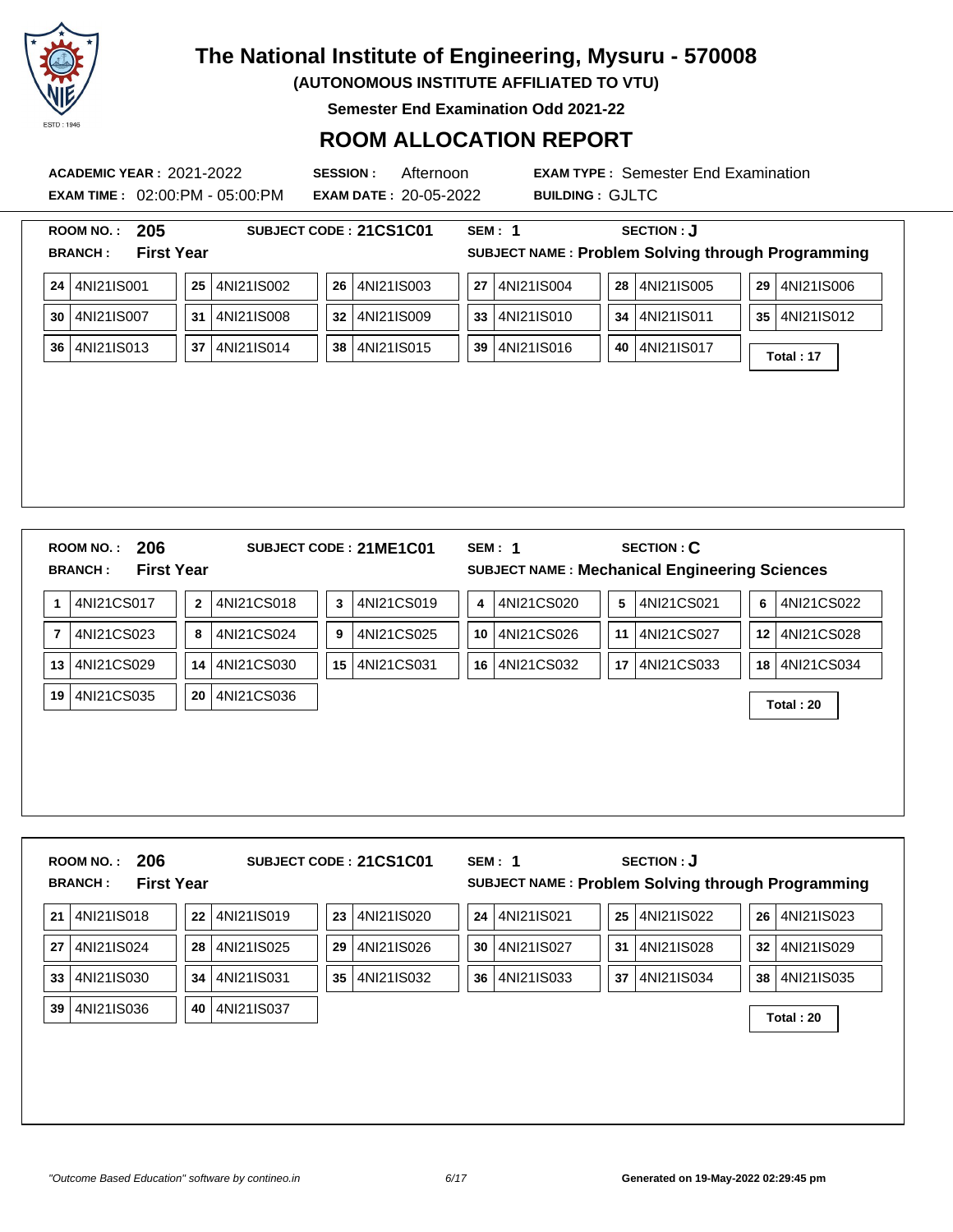# The National Institute of Engineering, Mysuru - 570008

**(AUTONOMOUS INSTITUTE AFFILIATED TO VTU)**

**Semester End Examination Odd 2021-22**

## ROOM ALLOCATION REPORT

**ACADEMIC YEAR :** 2021-2022 **SESSION :** Afternoon **EXAM TYPE :** Semester End Examination

**EXAM TIME :** 02:00:PM - 05:00:PM **EXAM DATE :** 20-05-2022 **BUILDING :** GJLTC

---

**ROOM NO. :** 205 **SUBJECT CODE :** 21CS1C01 **SEM :** 1 **SECTION :** J

**BRANCH :** First Year **SUBJECT NAME :** Problem Solving through Programming

| | | | | | |
|---|---|---|---|---|---|
| 24 4NI21IS001 | 25 4NI21IS002 | 26 4NI21IS003 | 27 4NI21IS004 | 28 4NI21IS005 | 29 4NI21IS006 |
| 30 4NI21IS007 | 31 4NI21IS008 | 32 4NI21IS009 | 33 4NI21IS010 | 34 4NI21IS011 | 35 4NI21IS012 |
| 36 4NI21IS013 | 37 4NI21IS014 | 38 4NI21IS015 | 39 4NI21IS016 | 40 4NI21IS017 | |

**Total : 17**

---

**ROOM NO. :** 206 **SUBJECT CODE :** 21ME1C01 **SEM :** 1 **SECTION :** C

**BRANCH :** First Year **SUBJECT NAME :** Mechanical Engineering Sciences

| | | | | | |
|---|---|---|---|---|---|
| 1 4NI21CS017 | 2 4NI21CS018 | 3 4NI21CS019 | 4 4NI21CS020 | 5 4NI21CS021 | 6 4NI21CS022 |
| 7 4NI21CS023 | 8 4NI21CS024 | 9 4NI21CS025 | 10 4NI21CS026 | 11 4NI21CS027 | 12 4NI21CS028 |
| 13 4NI21CS029 | 14 4NI21CS030 | 15 4NI21CS031 | 16 4NI21CS032 | 17 4NI21CS033 | 18 4NI21CS034 |
| 19 4NI21CS035 | 20 4NI21CS036 | | | | |

**Total : 20**

---

**ROOM NO. :** 206 **SUBJECT CODE :** 21CS1C01 **SEM :** 1 **SECTION :** J

**BRANCH :** First Year **SUBJECT NAME :** Problem Solving through Programming

| | | | | | |
|---|---|---|---|---|---|
| 21 4NI21IS018 | 22 4NI21IS019 | 23 4NI21IS020 | 24 4NI21IS021 | 25 4NI21IS022 | 26 4NI21IS023 |
| 27 4NI21IS024 | 28 4NI21IS025 | 29 4NI21IS026 | 30 4NI21IS027 | 31 4NI21IS028 | 32 4NI21IS029 |
| 33 4NI21IS030 | 34 4NI21IS031 | 35 4NI21IS032 | 36 4NI21IS033 | 37 4NI21IS034 | 38 4NI21IS035 |
| 39 4NI21IS036 | 40 4NI21IS037 | | | | |

**Total : 20**

*"Outcome Based Education" software by contineo.in* **Generated on 19-May-2022 02:29:45 pm**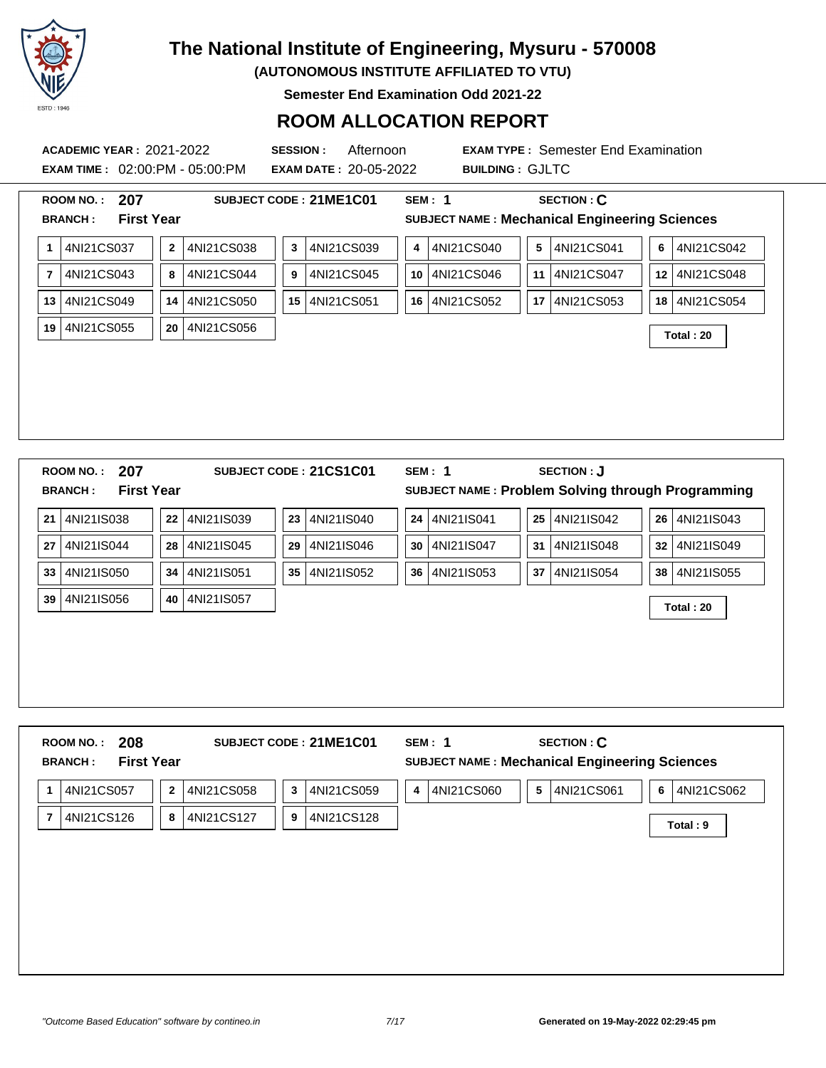# The National Institute of Engineering, Mysuru - 570008

**(AUTONOMOUS INSTITUTE AFFILIATED TO VTU)**

**Semester End Examination Odd 2021-22**

## ROOM ALLOCATION REPORT

**ACADEMIC YEAR :** 2021-2022 **SESSION :** Afternoon **EXAM TYPE :** Semester End Examination

**EXAM TIME :** 02:00:PM - 05:00:PM **EXAM DATE :** 20-05-2022 **BUILDING :** GJLTC

---

**ROOM NO. :** **207** **SUBJECT CODE : 21ME1C01** **SEM : 1** **SECTION : C**

**BRANCH :** **First Year** **SUBJECT NAME : Mechanical Engineering Sciences**

| | | | | | |
|---|---|---|---|---|---|
| 1 4NI21CS037 | 2 4NI21CS038 | 3 4NI21CS039 | 4 4NI21CS040 | 5 4NI21CS041 | 6 4NI21CS042 |
| 7 4NI21CS043 | 8 4NI21CS044 | 9 4NI21CS045 | 10 4NI21CS046 | 11 4NI21CS047 | 12 4NI21CS048 |
| 13 4NI21CS049 | 14 4NI21CS050 | 15 4NI21CS051 | 16 4NI21CS052 | 17 4NI21CS053 | 18 4NI21CS054 |
| 19 4NI21CS055 | 20 4NI21CS056 | | | | |

**Total : 20**

---

**ROOM NO. :** **207** **SUBJECT CODE : 21CS1C01** **SEM : 1** **SECTION : J**

**BRANCH :** **First Year** **SUBJECT NAME : Problem Solving through Programming**

| | | | | | |
|---|---|---|---|---|---|
| 21 4NI21IS038 | 22 4NI21IS039 | 23 4NI21IS040 | 24 4NI21IS041 | 25 4NI21IS042 | 26 4NI21IS043 |
| 27 4NI21IS044 | 28 4NI21IS045 | 29 4NI21IS046 | 30 4NI21IS047 | 31 4NI21IS048 | 32 4NI21IS049 |
| 33 4NI21IS050 | 34 4NI21IS051 | 35 4NI21IS052 | 36 4NI21IS053 | 37 4NI21IS054 | 38 4NI21IS055 |
| 39 4NI21IS056 | 40 4NI21IS057 | | | | |

**Total : 20**

---

**ROOM NO. :** **208** **SUBJECT CODE : 21ME1C01** **SEM : 1** **SECTION : C**

**BRANCH :** **First Year** **SUBJECT NAME : Mechanical Engineering Sciences**

| | | | | | |
|---|---|---|---|---|---|
| 1 4NI21CS057 | 2 4NI21CS058 | 3 4NI21CS059 | 4 4NI21CS060 | 5 4NI21CS061 | 6 4NI21CS062 |
| 7 4NI21CS126 | 8 4NI21CS127 | 9 4NI21CS128 | | | |

**Total : 9**

*"Outcome Based Education" software by contineo.in* **Generated on 19-May-2022 02:29:45 pm**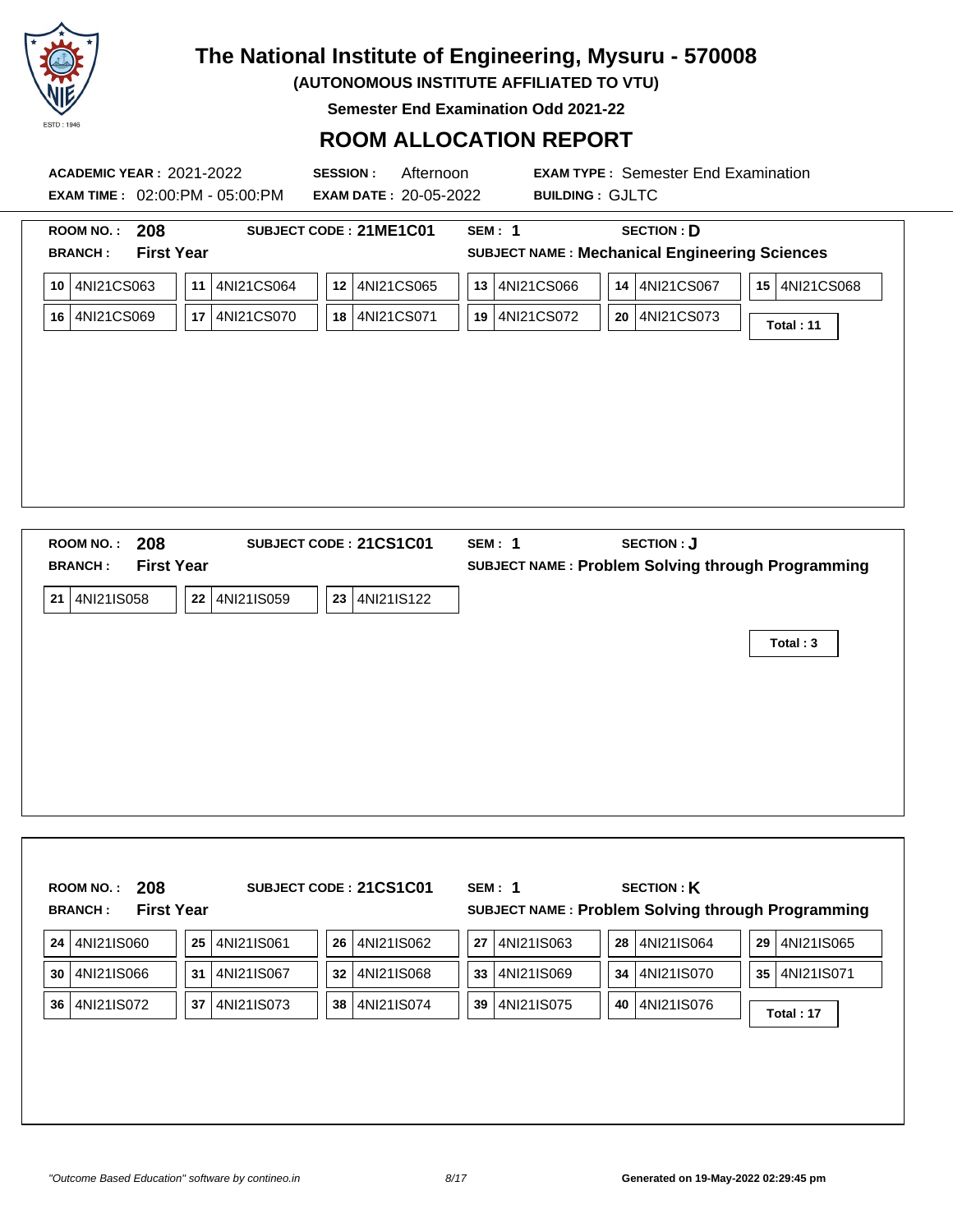# The National Institute of Engineering, Mysuru - 570008

**(AUTONOMOUS INSTITUTE AFFILIATED TO VTU)**

**Semester End Examination Odd 2021-22**

## ROOM ALLOCATION REPORT

**ACADEMIC YEAR :** 2021-2022 **SESSION :** Afternoon **EXAM TYPE :** Semester End Examination

**EXAM TIME :** 02:00:PM - 05:00:PM **EXAM DATE :** 20-05-2022 **BUILDING :** GJLTC

---

**ROOM NO. :** 208 **SUBJECT CODE :** 21ME1C01 **SEM :** 1 **SECTION :** D

**BRANCH :** First Year **SUBJECT NAME :** Mechanical Engineering Sciences

| | | | | | |
|---|---|---|---|---|---|
| 10 4NI21CS063 | 11 4NI21CS064 | 12 4NI21CS065 | 13 4NI21CS066 | 14 4NI21CS067 | 15 4NI21CS068 |
| 16 4NI21CS069 | 17 4NI21CS070 | 18 4NI21CS071 | 19 4NI21CS072 | 20 4NI21CS073 | |

**Total : 11**

---

**ROOM NO. :** 208 **SUBJECT CODE :** 21CS1C01 **SEM :** 1 **SECTION :** J

**BRANCH :** First Year **SUBJECT NAME :** Problem Solving through Programming

| | | |
|---|---|---|
| 21 4NI21IS058 | 22 4NI21IS059 | 23 4NI21IS122 |

**Total : 3**

---

**ROOM NO. :** 208 **SUBJECT CODE :** 21CS1C01 **SEM :** 1 **SECTION :** K

**BRANCH :** First Year **SUBJECT NAME :** Problem Solving through Programming

| | | | | | |
|---|---|---|---|---|---|
| 24 4NI21IS060 | 25 4NI21IS061 | 26 4NI21IS062 | 27 4NI21IS063 | 28 4NI21IS064 | 29 4NI21IS065 |
| 30 4NI21IS066 | 31 4NI21IS067 | 32 4NI21IS068 | 33 4NI21IS069 | 34 4NI21IS070 | 35 4NI21IS071 |
| 36 4NI21IS072 | 37 4NI21IS073 | 38 4NI21IS074 | 39 4NI21IS075 | 40 4NI21IS076 | |

**Total : 17**

---

*"Outcome Based Education" software by contineo.in*

**Generated on 19-May-2022 02:29:45 pm**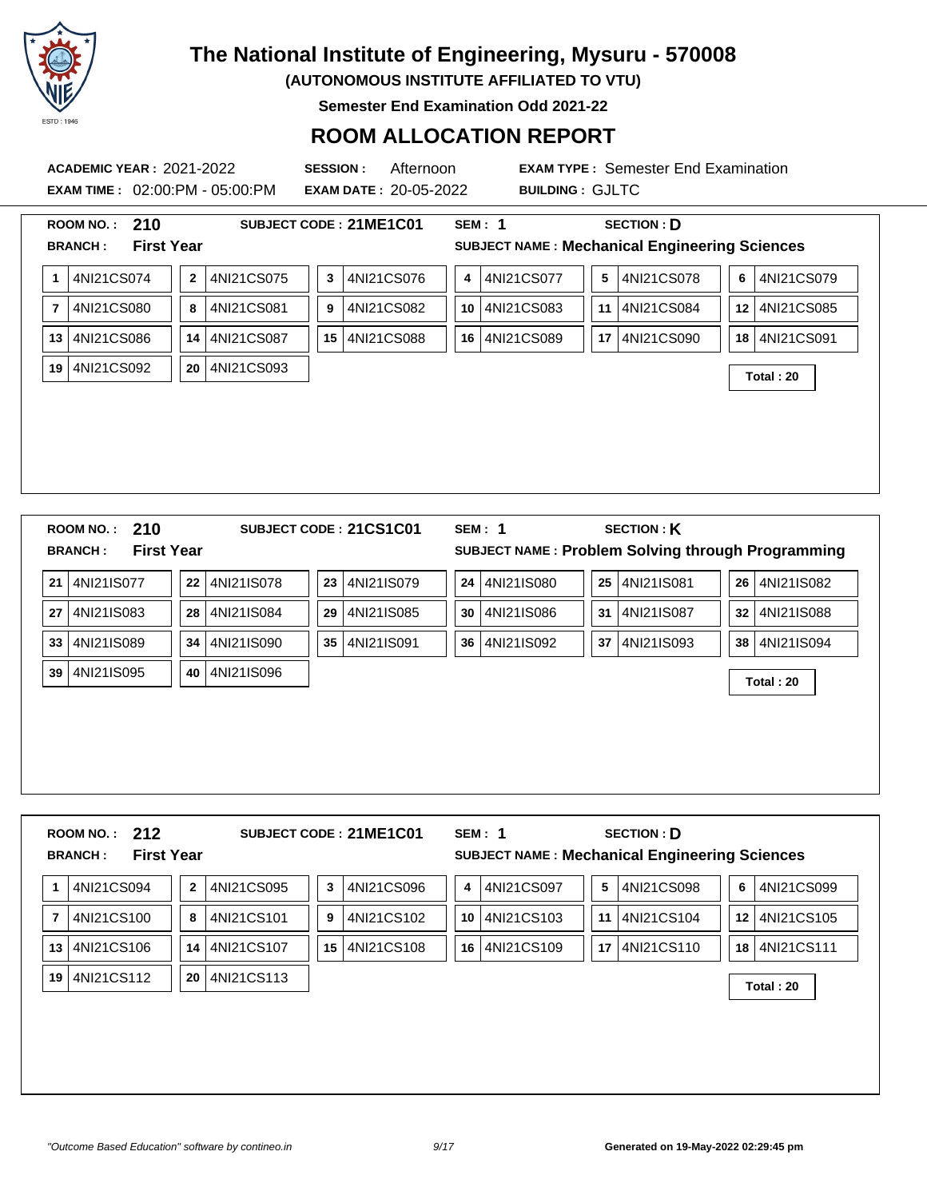# The National Institute of Engineering, Mysuru - 570008

**(AUTONOMOUS INSTITUTE AFFILIATED TO VTU)**

**Semester End Examination Odd 2021-22**

## ROOM ALLOCATION REPORT

**ACADEMIC YEAR :** 2021-2022 **SESSION :** Afternoon **EXAM TYPE :** Semester End Examination
**EXAM TIME :** 02:00:PM - 05:00:PM **EXAM DATE :** 20-05-2022 **BUILDING :** GJLTC

---

**ROOM NO. : 210** **SUBJECT CODE : 21ME1C01** **SEM : 1** **SECTION : D**
**BRANCH : First Year** **SUBJECT NAME : Mechanical Engineering Sciences**

| | | | | | | | | | | | |
|---|---|---|---|---|---|---|---|---|---|---|---|
| 1 | 4NI21CS074 | 2 | 4NI21CS075 | 3 | 4NI21CS076 | 4 | 4NI21CS077 | 5 | 4NI21CS078 | 6 | 4NI21CS079 |
| 7 | 4NI21CS080 | 8 | 4NI21CS081 | 9 | 4NI21CS082 | 10 | 4NI21CS083 | 11 | 4NI21CS084 | 12 | 4NI21CS085 |
| 13 | 4NI21CS086 | 14 | 4NI21CS087 | 15 | 4NI21CS088 | 16 | 4NI21CS089 | 17 | 4NI21CS090 | 18 | 4NI21CS091 |
| 19 | 4NI21CS092 | 20 | 4NI21CS093 | | | | | | | | |

**Total : 20**

---

**ROOM NO. : 210** **SUBJECT CODE : 21CS1C01** **SEM : 1** **SECTION : K**
**BRANCH : First Year** **SUBJECT NAME : Problem Solving through Programming**

| | | | | | | | | | | | |
|---|---|---|---|---|---|---|---|---|---|---|---|
| 21 | 4NI21IS077 | 22 | 4NI21IS078 | 23 | 4NI21IS079 | 24 | 4NI21IS080 | 25 | 4NI21IS081 | 26 | 4NI21IS082 |
| 27 | 4NI21IS083 | 28 | 4NI21IS084 | 29 | 4NI21IS085 | 30 | 4NI21IS086 | 31 | 4NI21IS087 | 32 | 4NI21IS088 |
| 33 | 4NI21IS089 | 34 | 4NI21IS090 | 35 | 4NI21IS091 | 36 | 4NI21IS092 | 37 | 4NI21IS093 | 38 | 4NI21IS094 |
| 39 | 4NI21IS095 | 40 | 4NI21IS096 | | | | | | | | |

**Total : 20**

---

**ROOM NO. : 212** **SUBJECT CODE : 21ME1C01** **SEM : 1** **SECTION : D**
**BRANCH : First Year** **SUBJECT NAME : Mechanical Engineering Sciences**

| | | | | | | | | | | | |
|---|---|---|---|---|---|---|---|---|---|---|---|
| 1 | 4NI21CS094 | 2 | 4NI21CS095 | 3 | 4NI21CS096 | 4 | 4NI21CS097 | 5 | 4NI21CS098 | 6 | 4NI21CS099 |
| 7 | 4NI21CS100 | 8 | 4NI21CS101 | 9 | 4NI21CS102 | 10 | 4NI21CS103 | 11 | 4NI21CS104 | 12 | 4NI21CS105 |
| 13 | 4NI21CS106 | 14 | 4NI21CS107 | 15 | 4NI21CS108 | 16 | 4NI21CS109 | 17 | 4NI21CS110 | 18 | 4NI21CS111 |
| 19 | 4NI21CS112 | 20 | 4NI21CS113 | | | | | | | | |

**Total : 20**

*"Outcome Based Education" software by contineo.in* **Generated on 19-May-2022 02:29:45 pm**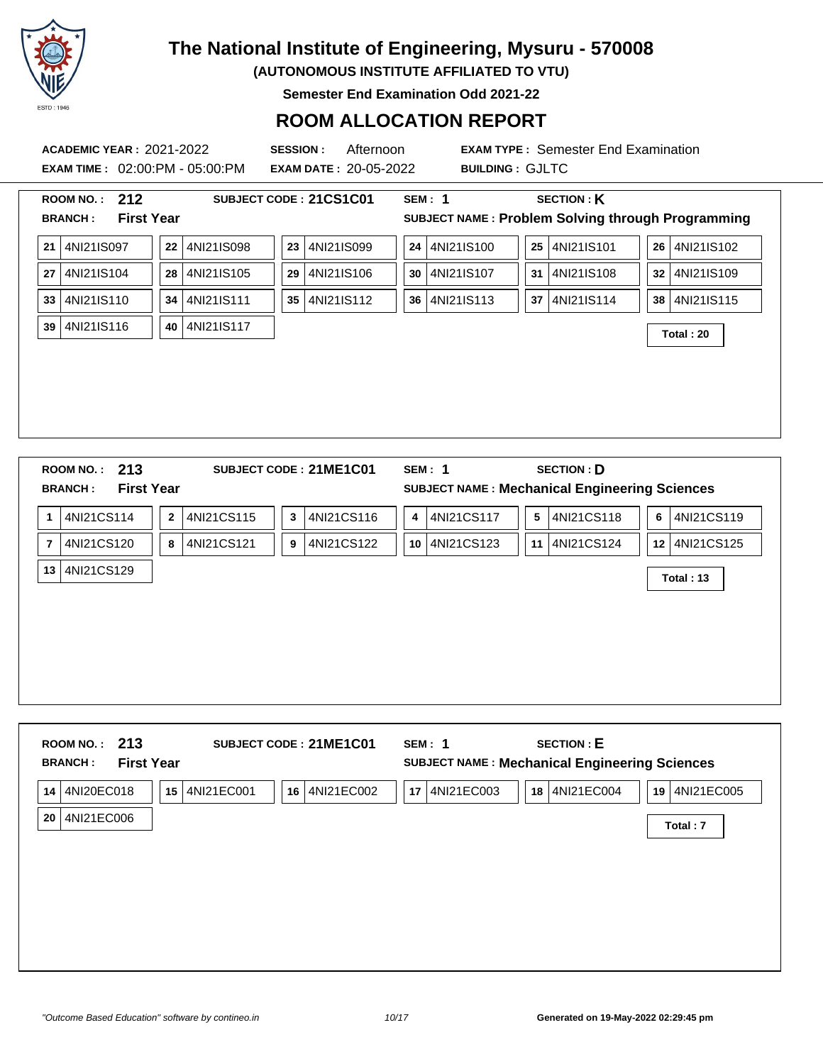# The National Institute of Engineering, Mysuru - 570008

**(AUTONOMOUS INSTITUTE AFFILIATED TO VTU)**

**Semester End Examination Odd 2021-22**

## ROOM ALLOCATION REPORT

**ACADEMIC YEAR :** 2021-2022 **SESSION :** Afternoon **EXAM TYPE :** Semester End Examination

**EXAM TIME :** 02:00:PM - 05:00:PM **EXAM DATE :** 20-05-2022 **BUILDING :** GJLTC

---

**ROOM NO. :** 212 **SUBJECT CODE :** 21CS1C01 **SEM :** 1 **SECTION :** K

**BRANCH :** First Year **SUBJECT NAME :** Problem Solving through Programming

| | | | | | |
|---|---|---|---|---|---|
| 21 4NI21IS097 | 22 4NI21IS098 | 23 4NI21IS099 | 24 4NI21IS100 | 25 4NI21IS101 | 26 4NI21IS102 |
| 27 4NI21IS104 | 28 4NI21IS105 | 29 4NI21IS106 | 30 4NI21IS107 | 31 4NI21IS108 | 32 4NI21IS109 |
| 33 4NI21IS110 | 34 4NI21IS111 | 35 4NI21IS112 | 36 4NI21IS113 | 37 4NI21IS114 | 38 4NI21IS115 |
| 39 4NI21IS116 | 40 4NI21IS117 | | | | |

**Total : 20**

---

**ROOM NO. :** 213 **SUBJECT CODE :** 21ME1C01 **SEM :** 1 **SECTION :** D

**BRANCH :** First Year **SUBJECT NAME :** Mechanical Engineering Sciences

| | | | | | |
|---|---|---|---|---|---|
| 1 4NI21CS114 | 2 4NI21CS115 | 3 4NI21CS116 | 4 4NI21CS117 | 5 4NI21CS118 | 6 4NI21CS119 |
| 7 4NI21CS120 | 8 4NI21CS121 | 9 4NI21CS122 | 10 4NI21CS123 | 11 4NI21CS124 | 12 4NI21CS125 |
| 13 4NI21CS129 | | | | | |

**Total : 13**

---

**ROOM NO. :** 213 **SUBJECT CODE :** 21ME1C01 **SEM :** 1 **SECTION :** E

**BRANCH :** First Year **SUBJECT NAME :** Mechanical Engineering Sciences

| | | | | | |
|---|---|---|---|---|---|
| 14 4NI20EC018 | 15 4NI21EC001 | 16 4NI21EC002 | 17 4NI21EC003 | 18 4NI21EC004 | 19 4NI21EC005 |
| 20 4NI21EC006 | | | | | |

**Total : 7**

*"Outcome Based Education" software by contineo.in* **Generated on 19-May-2022 02:29:45 pm**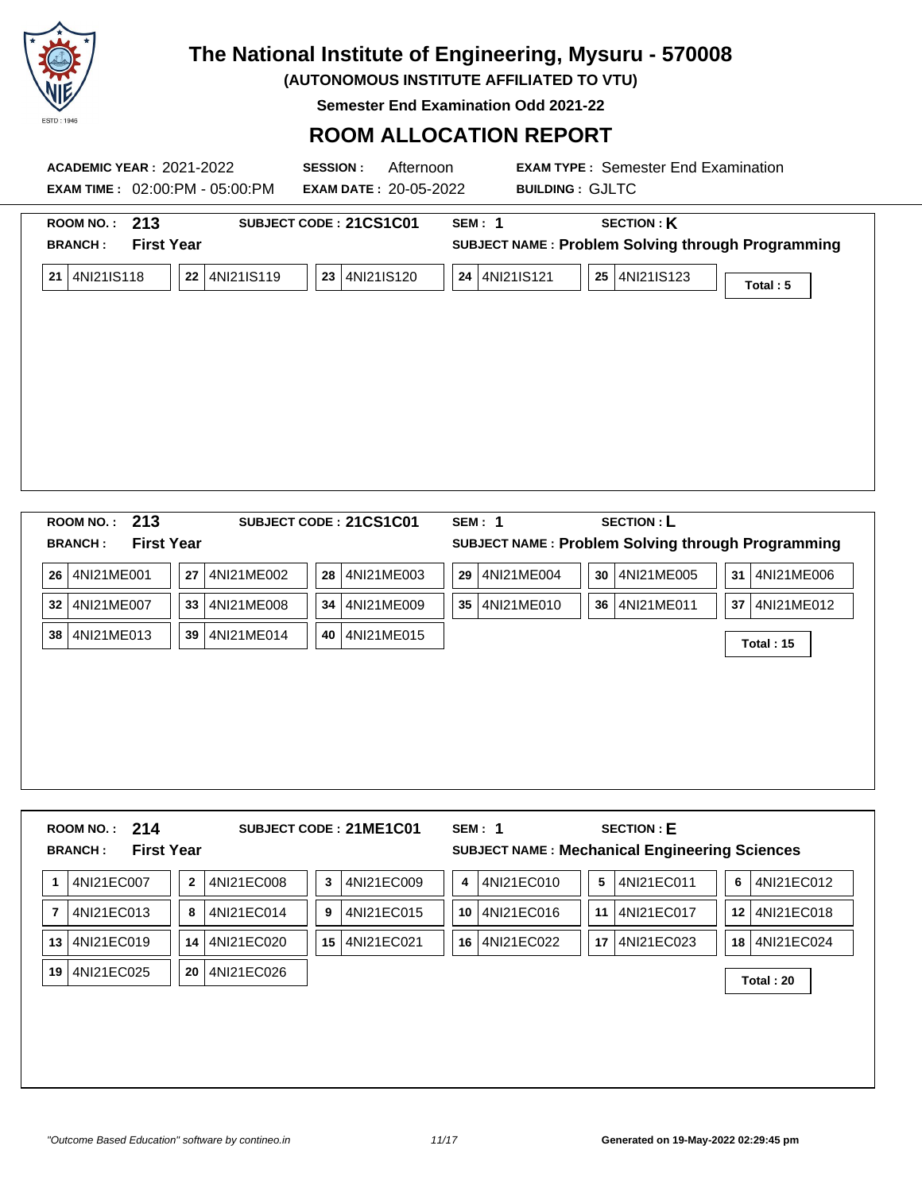# The National Institute of Engineering, Mysuru - 570008

**(AUTONOMOUS INSTITUTE AFFILIATED TO VTU)**

**Semester End Examination Odd 2021-22**

## ROOM ALLOCATION REPORT

**ACADEMIC YEAR :** 2021-2022 **SESSION :** Afternoon **EXAM TYPE :** Semester End Examination

**EXAM TIME :** 02:00:PM - 05:00:PM **EXAM DATE :** 20-05-2022 **BUILDING :** GJLTC

---

**ROOM NO. :** 213 **SUBJECT CODE :** 21CS1C01 **SEM :** 1 **SECTION :** K

**BRANCH :** First Year **SUBJECT NAME :** Problem Solving through Programming

| | | | | | |
|---|---|---|---|---|---|
| 21 4NI21IS118 | 22 4NI21IS119 | 23 4NI21IS120 | 24 4NI21IS121 | 25 4NI21IS123 | |

**Total : 5**

---

**ROOM NO. :** 213 **SUBJECT CODE :** 21CS1C01 **SEM :** 1 **SECTION :** L

**BRANCH :** First Year **SUBJECT NAME :** Problem Solving through Programming

| | | | | | |
|---|---|---|---|---|---|
| 26 4NI21ME001 | 27 4NI21ME002 | 28 4NI21ME003 | 29 4NI21ME004 | 30 4NI21ME005 | 31 4NI21ME006 |
| 32 4NI21ME007 | 33 4NI21ME008 | 34 4NI21ME009 | 35 4NI21ME010 | 36 4NI21ME011 | 37 4NI21ME012 |
| 38 4NI21ME013 | 39 4NI21ME014 | 40 4NI21ME015 | | | |

**Total : 15**

---

**ROOM NO. :** 214 **SUBJECT CODE :** 21ME1C01 **SEM :** 1 **SECTION :** E

**BRANCH :** First Year **SUBJECT NAME :** Mechanical Engineering Sciences

| | | | | | |
|---|---|---|---|---|---|
| 1 4NI21EC007 | 2 4NI21EC008 | 3 4NI21EC009 | 4 4NI21EC010 | 5 4NI21EC011 | 6 4NI21EC012 |
| 7 4NI21EC013 | 8 4NI21EC014 | 9 4NI21EC015 | 10 4NI21EC016 | 11 4NI21EC017 | 12 4NI21EC018 |
| 13 4NI21EC019 | 14 4NI21EC020 | 15 4NI21EC021 | 16 4NI21EC022 | 17 4NI21EC023 | 18 4NI21EC024 |
| 19 4NI21EC025 | 20 4NI21EC026 | | | | |

**Total : 20**

*"Outcome Based Education" software by contineo.in* **Generated on 19-May-2022 02:29:45 pm**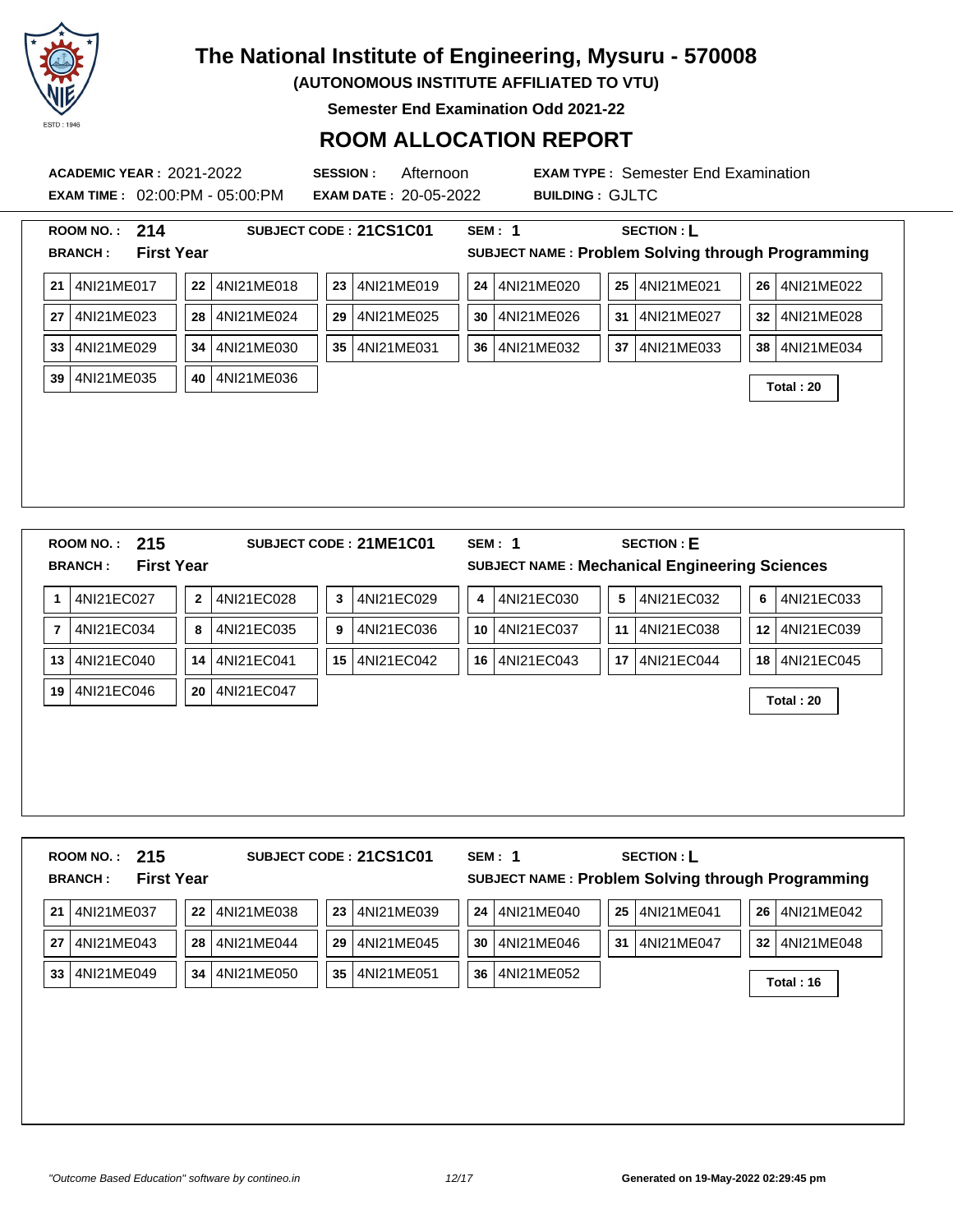# The National Institute of Engineering, Mysuru - 570008

**(AUTONOMOUS INSTITUTE AFFILIATED TO VTU)**

**Semester End Examination Odd 2021-22**

## ROOM ALLOCATION REPORT

**ACADEMIC YEAR :** 2021-2022 **SESSION :** Afternoon **EXAM TYPE :** Semester End Examination

**EXAM TIME :** 02:00:PM - 05:00:PM **EXAM DATE :** 20-05-2022 **BUILDING :** GJLTC

---

**ROOM NO. :** 214 **SUBJECT CODE :** 21CS1C01 **SEM :** 1 **SECTION :** L

**BRANCH :** First Year **SUBJECT NAME :** Problem Solving through Programming

| | | | | | |
|---|---|---|---|---|---|
| 21 4NI21ME017 | 22 4NI21ME018 | 23 4NI21ME019 | 24 4NI21ME020 | 25 4NI21ME021 | 26 4NI21ME022 |
| 27 4NI21ME023 | 28 4NI21ME024 | 29 4NI21ME025 | 30 4NI21ME026 | 31 4NI21ME027 | 32 4NI21ME028 |
| 33 4NI21ME029 | 34 4NI21ME030 | 35 4NI21ME031 | 36 4NI21ME032 | 37 4NI21ME033 | 38 4NI21ME034 |
| 39 4NI21ME035 | 40 4NI21ME036 | | | | |

**Total : 20**

---

**ROOM NO. :** 215 **SUBJECT CODE :** 21ME1C01 **SEM :** 1 **SECTION :** E

**BRANCH :** First Year **SUBJECT NAME :** Mechanical Engineering Sciences

| | | | | | |
|---|---|---|---|---|---|
| 1 4NI21EC027 | 2 4NI21EC028 | 3 4NI21EC029 | 4 4NI21EC030 | 5 4NI21EC032 | 6 4NI21EC033 |
| 7 4NI21EC034 | 8 4NI21EC035 | 9 4NI21EC036 | 10 4NI21EC037 | 11 4NI21EC038 | 12 4NI21EC039 |
| 13 4NI21EC040 | 14 4NI21EC041 | 15 4NI21EC042 | 16 4NI21EC043 | 17 4NI21EC044 | 18 4NI21EC045 |
| 19 4NI21EC046 | 20 4NI21EC047 | | | | |

**Total : 20**

---

**ROOM NO. :** 215 **SUBJECT CODE :** 21CS1C01 **SEM :** 1 **SECTION :** L

**BRANCH :** First Year **SUBJECT NAME :** Problem Solving through Programming

| | | | | | |
|---|---|---|---|---|---|
| 21 4NI21ME037 | 22 4NI21ME038 | 23 4NI21ME039 | 24 4NI21ME040 | 25 4NI21ME041 | 26 4NI21ME042 |
| 27 4NI21ME043 | 28 4NI21ME044 | 29 4NI21ME045 | 30 4NI21ME046 | 31 4NI21ME047 | 32 4NI21ME048 |
| 33 4NI21ME049 | 34 4NI21ME050 | 35 4NI21ME051 | 36 4NI21ME052 | | |

**Total : 16**

---

"Outcome Based Education" software by contineo.in Generated on 19-May-2022 02:29:45 pm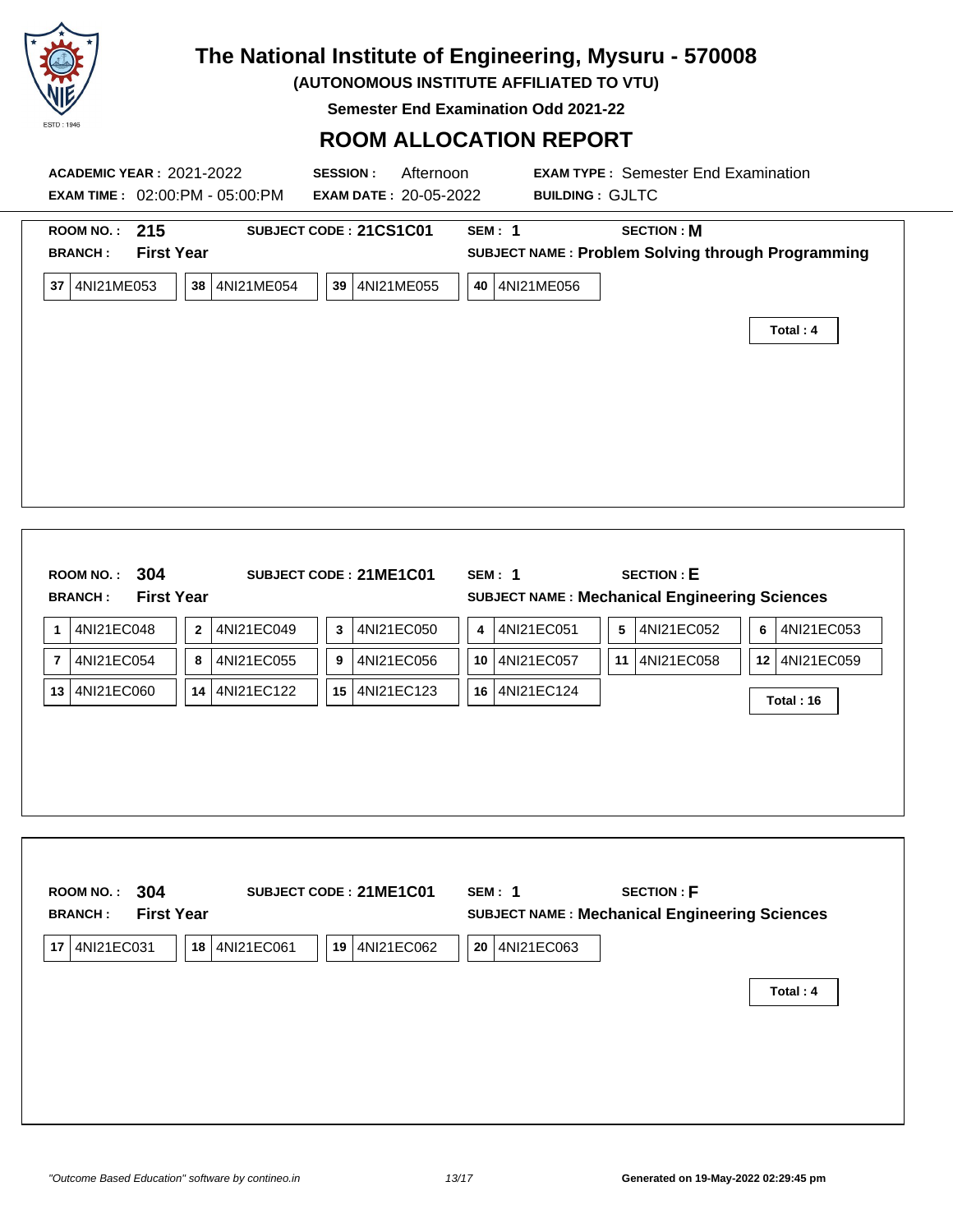# The National Institute of Engineering, Mysuru - 570008

**(AUTONOMOUS INSTITUTE AFFILIATED TO VTU)**

**Semester End Examination Odd 2021-22**

## ROOM ALLOCATION REPORT

**ACADEMIC YEAR :** 2021-2022 **SESSION :** Afternoon **EXAM TYPE :** Semester End Examination

**EXAM TIME :** 02:00:PM - 05:00:PM **EXAM DATE :** 20-05-2022 **BUILDING :** GJLTC

---

**ROOM NO. :** 215 **SUBJECT CODE :** 21CS1C01 **SEM :** 1 **SECTION :** M

**BRANCH :** First Year **SUBJECT NAME :** Problem Solving through Programming

| 37 | 4NI21ME053 | 38 | 4NI21ME054 | 39 | 4NI21ME055 | 40 | 4NI21ME056 |
|---|---|---|---|---|---|---|---|

**Total : 4**

---

**ROOM NO. :** 304 **SUBJECT CODE :** 21ME1C01 **SEM :** 1 **SECTION :** E

**BRANCH :** First Year **SUBJECT NAME :** Mechanical Engineering Sciences

| 1 | 4NI21EC048 | 2 | 4NI21EC049 | 3 | 4NI21EC050 | 4 | 4NI21EC051 | 5 | 4NI21EC052 | 6 | 4NI21EC053 |
|---|---|---|---|---|---|---|---|---|---|---|---|
| 7 | 4NI21EC054 | 8 | 4NI21EC055 | 9 | 4NI21EC056 | 10 | 4NI21EC057 | 11 | 4NI21EC058 | 12 | 4NI21EC059 |
| 13 | 4NI21EC060 | 14 | 4NI21EC122 | 15 | 4NI21EC123 | 16 | 4NI21EC124 | | | | |

**Total : 16**

---

**ROOM NO. :** 304 **SUBJECT CODE :** 21ME1C01 **SEM :** 1 **SECTION :** F

**BRANCH :** First Year **SUBJECT NAME :** Mechanical Engineering Sciences

| 17 | 4NI21EC031 | 18 | 4NI21EC061 | 19 | 4NI21EC062 | 20 | 4NI21EC063 |
|---|---|---|---|---|---|---|---|

**Total : 4**

*"Outcome Based Education" software by contineo.in*

**Generated on 19-May-2022 02:29:45 pm**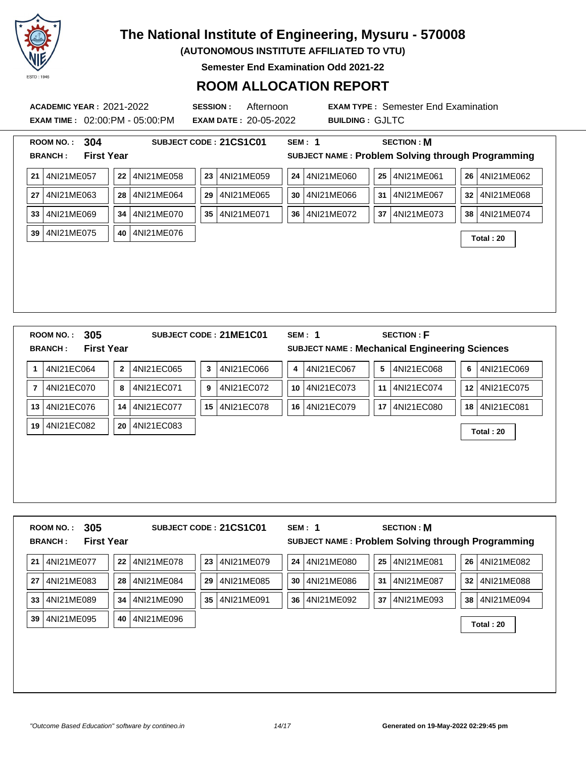# The National Institute of Engineering, Mysuru - 570008

**(AUTONOMOUS INSTITUTE AFFILIATED TO VTU)**

**Semester End Examination Odd 2021-22**

## ROOM ALLOCATION REPORT

**ACADEMIC YEAR :** 2021-2022 **SESSION :** Afternoon **EXAM TYPE :** Semester End Examination

**EXAM TIME :** 02:00:PM - 05:00:PM **EXAM DATE :** 20-05-2022 **BUILDING :** GJLTC

---

**ROOM NO. :** **304** **SUBJECT CODE :** **21CS1C01** **SEM :** **1** **SECTION :** **M**

**BRANCH :** **First Year** **SUBJECT NAME :** **Problem Solving through Programming**

| | | | | | | | | | | | |
|---|---|---|---|---|---|---|---|---|---|---|---|
| 21 | 4NI21ME057 | 22 | 4NI21ME058 | 23 | 4NI21ME059 | 24 | 4NI21ME060 | 25 | 4NI21ME061 | 26 | 4NI21ME062 |
| 27 | 4NI21ME063 | 28 | 4NI21ME064 | 29 | 4NI21ME065 | 30 | 4NI21ME066 | 31 | 4NI21ME067 | 32 | 4NI21ME068 |
| 33 | 4NI21ME069 | 34 | 4NI21ME070 | 35 | 4NI21ME071 | 36 | 4NI21ME072 | 37 | 4NI21ME073 | 38 | 4NI21ME074 |
| 39 | 4NI21ME075 | 40 | 4NI21ME076 | | | | | | | | |

**Total : 20**

---

**ROOM NO. :** **305** **SUBJECT CODE :** **21ME1C01** **SEM :** **1** **SECTION :** **F**

**BRANCH :** **First Year** **SUBJECT NAME :** **Mechanical Engineering Sciences**

| | | | | | | | | | | | |
|---|---|---|---|---|---|---|---|---|---|---|---|
| 1 | 4NI21EC064 | 2 | 4NI21EC065 | 3 | 4NI21EC066 | 4 | 4NI21EC067 | 5 | 4NI21EC068 | 6 | 4NI21EC069 |
| 7 | 4NI21EC070 | 8 | 4NI21EC071 | 9 | 4NI21EC072 | 10 | 4NI21EC073 | 11 | 4NI21EC074 | 12 | 4NI21EC075 |
| 13 | 4NI21EC076 | 14 | 4NI21EC077 | 15 | 4NI21EC078 | 16 | 4NI21EC079 | 17 | 4NI21EC080 | 18 | 4NI21EC081 |
| 19 | 4NI21EC082 | 20 | 4NI21EC083 | | | | | | | | |

**Total : 20**

---

**ROOM NO. :** **305** **SUBJECT CODE :** **21CS1C01** **SEM :** **1** **SECTION :** **M**

**BRANCH :** **First Year** **SUBJECT NAME :** **Problem Solving through Programming**

| | | | | | | | | | | | |
|---|---|---|---|---|---|---|---|---|---|---|---|
| 21 | 4NI21ME077 | 22 | 4NI21ME078 | 23 | 4NI21ME079 | 24 | 4NI21ME080 | 25 | 4NI21ME081 | 26 | 4NI21ME082 |
| 27 | 4NI21ME083 | 28 | 4NI21ME084 | 29 | 4NI21ME085 | 30 | 4NI21ME086 | 31 | 4NI21ME087 | 32 | 4NI21ME088 |
| 33 | 4NI21ME089 | 34 | 4NI21ME090 | 35 | 4NI21ME091 | 36 | 4NI21ME092 | 37 | 4NI21ME093 | 38 | 4NI21ME094 |
| 39 | 4NI21ME095 | 40 | 4NI21ME096 | | | | | | | | |

**Total : 20**

---

*"Outcome Based Education" software by contineo.in* **Generated on 19-May-2022 02:29:45 pm**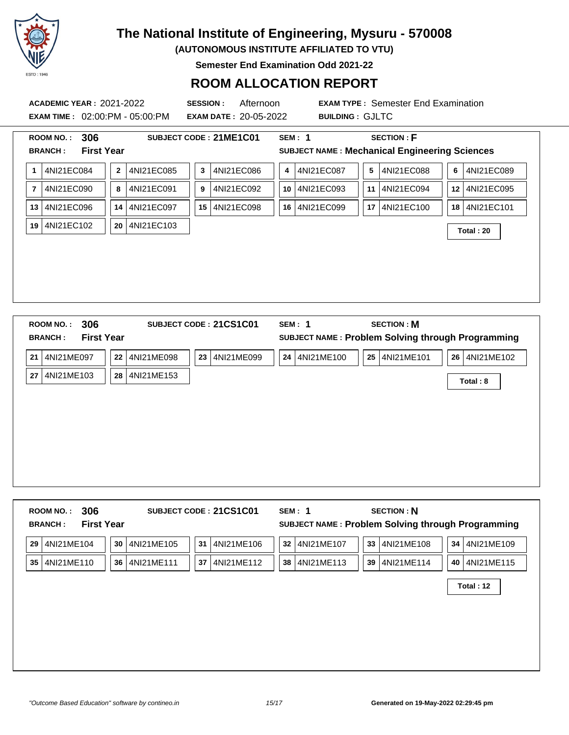# The National Institute of Engineering, Mysuru - 570008

**(AUTONOMOUS INSTITUTE AFFILIATED TO VTU)**

**Semester End Examination Odd 2021-22**

## ROOM ALLOCATION REPORT

**ACADEMIC YEAR :** 2021-2022 **SESSION :** Afternoon **EXAM TYPE :** Semester End Examination

**EXAM TIME :** 02:00:PM - 05:00:PM **EXAM DATE :** 20-05-2022 **BUILDING :** GJLTC

---

**ROOM NO. : 306** **SUBJECT CODE : 21ME1C01** **SEM : 1** **SECTION : F**

**BRANCH : First Year** **SUBJECT NAME : Mechanical Engineering Sciences**

| | | | | | | | | | | | |
|---|---|---|---|---|---|---|---|---|---|---|---|
| 1 | 4NI21EC084 | 2 | 4NI21EC085 | 3 | 4NI21EC086 | 4 | 4NI21EC087 | 5 | 4NI21EC088 | 6 | 4NI21EC089 |
| 7 | 4NI21EC090 | 8 | 4NI21EC091 | 9 | 4NI21EC092 | 10 | 4NI21EC093 | 11 | 4NI21EC094 | 12 | 4NI21EC095 |
| 13 | 4NI21EC096 | 14 | 4NI21EC097 | 15 | 4NI21EC098 | 16 | 4NI21EC099 | 17 | 4NI21EC100 | 18 | 4NI21EC101 |
| 19 | 4NI21EC102 | 20 | 4NI21EC103 | | | | | | | | |

**Total : 20**

---

**ROOM NO. : 306** **SUBJECT CODE : 21CS1C01** **SEM : 1** **SECTION : M**

**BRANCH : First Year** **SUBJECT NAME : Problem Solving through Programming**

| | | | | | | | | | | | |
|---|---|---|---|---|---|---|---|---|---|---|---|
| 21 | 4NI21ME097 | 22 | 4NI21ME098 | 23 | 4NI21ME099 | 24 | 4NI21ME100 | 25 | 4NI21ME101 | 26 | 4NI21ME102 |
| 27 | 4NI21ME103 | 28 | 4NI21ME153 | | | | | | | | |

**Total : 8**

---

**ROOM NO. : 306** **SUBJECT CODE : 21CS1C01** **SEM : 1** **SECTION : N**

**BRANCH : First Year** **SUBJECT NAME : Problem Solving through Programming**

| | | | | | | | | | | | |
|---|---|---|---|---|---|---|---|---|---|---|---|
| 29 | 4NI21ME104 | 30 | 4NI21ME105 | 31 | 4NI21ME106 | 32 | 4NI21ME107 | 33 | 4NI21ME108 | 34 | 4NI21ME109 |
| 35 | 4NI21ME110 | 36 | 4NI21ME111 | 37 | 4NI21ME112 | 38 | 4NI21ME113 | 39 | 4NI21ME114 | 40 | 4NI21ME115 |

**Total : 12**

*"Outcome Based Education" software by contineo.in* **Generated on 19-May-2022 02:29:45 pm**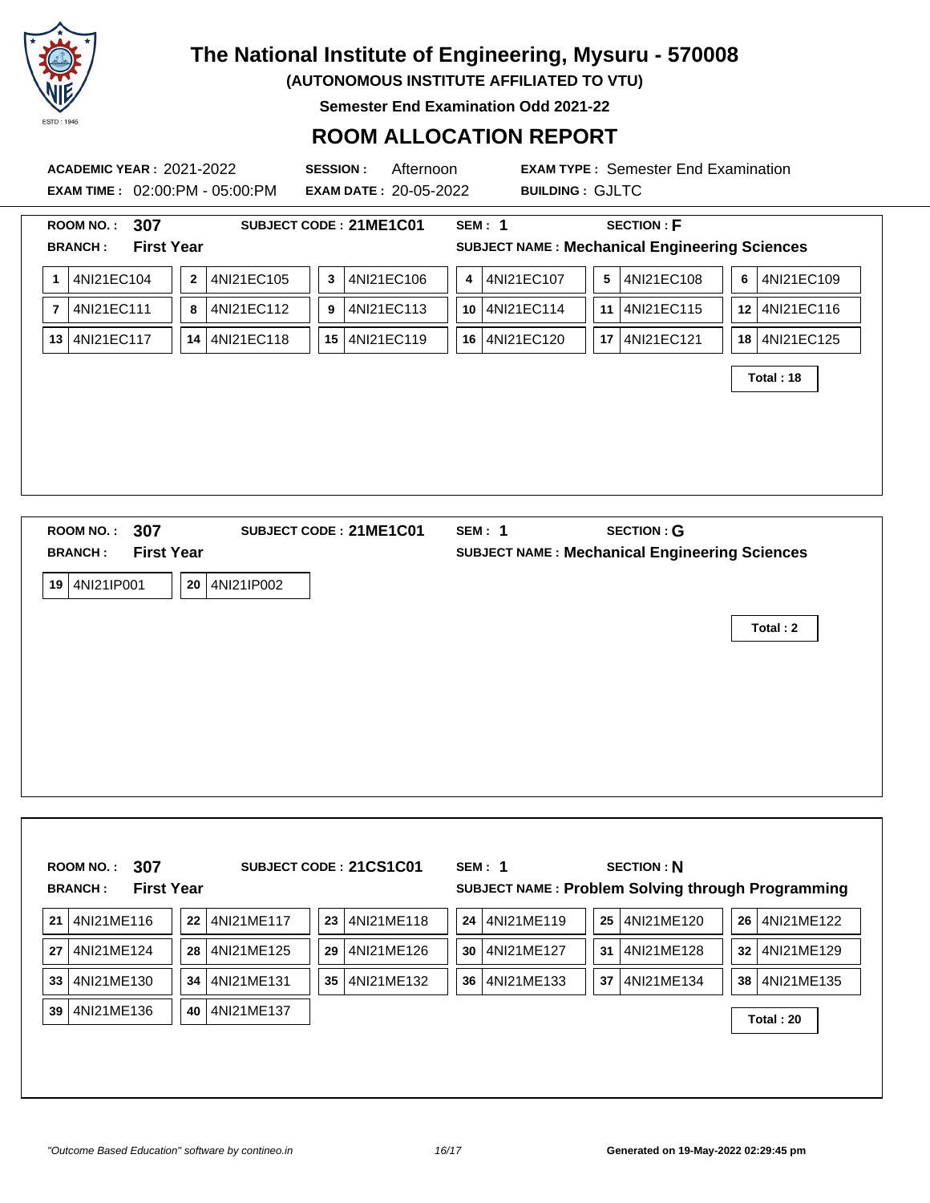# The National Institute of Engineering, Mysuru - 570008

**(AUTONOMOUS INSTITUTE AFFILIATED TO VTU)**

**Semester End Examination Odd 2021-22**

## ROOM ALLOCATION REPORT

**ACADEMIC YEAR :** 2021-2022 **SESSION :** Afternoon **EXAM TYPE :** Semester End Examination

**EXAM TIME :** 02:00:PM - 05:00:PM **EXAM DATE :** 20-05-2022 **BUILDING :** GJLTC

---

**ROOM NO. :** 307 **SUBJECT CODE :** 21ME1C01 **SEM :** 1 **SECTION :** F

**BRANCH :** First Year **SUBJECT NAME :** Mechanical Engineering Sciences

| | | | | | |
|---|---|---|---|---|---|
| 1 4NI21EC104 | 2 4NI21EC105 | 3 4NI21EC106 | 4 4NI21EC107 | 5 4NI21EC108 | 6 4NI21EC109 |
| 7 4NI21EC111 | 8 4NI21EC112 | 9 4NI21EC113 | 10 4NI21EC114 | 11 4NI21EC115 | 12 4NI21EC116 |
| 13 4NI21EC117 | 14 4NI21EC118 | 15 4NI21EC119 | 16 4NI21EC120 | 17 4NI21EC121 | 18 4NI21EC125 |

**Total : 18**

---

**ROOM NO. :** 307 **SUBJECT CODE :** 21ME1C01 **SEM :** 1 **SECTION :** G

**BRANCH :** First Year **SUBJECT NAME :** Mechanical Engineering Sciences

| | |
|---|---|
| 19 4NI21IP001 | 20 4NI21IP002 |

**Total : 2**

---

**ROOM NO. :** 307 **SUBJECT CODE :** 21CS1C01 **SEM :** 1 **SECTION :** N

**BRANCH :** First Year **SUBJECT NAME :** Problem Solving through Programming

| | | | | | |
|---|---|---|---|---|---|
| 21 4NI21ME116 | 22 4NI21ME117 | 23 4NI21ME118 | 24 4NI21ME119 | 25 4NI21ME120 | 26 4NI21ME122 |
| 27 4NI21ME124 | 28 4NI21ME125 | 29 4NI21ME126 | 30 4NI21ME127 | 31 4NI21ME128 | 32 4NI21ME129 |
| 33 4NI21ME130 | 34 4NI21ME131 | 35 4NI21ME132 | 36 4NI21ME133 | 37 4NI21ME134 | 38 4NI21ME135 |
| 39 4NI21ME136 | 40 4NI21ME137 | | | | |

**Total : 20**

*"Outcome Based Education" software by contineo.in*

**Generated on 19-May-2022 02:29:45 pm**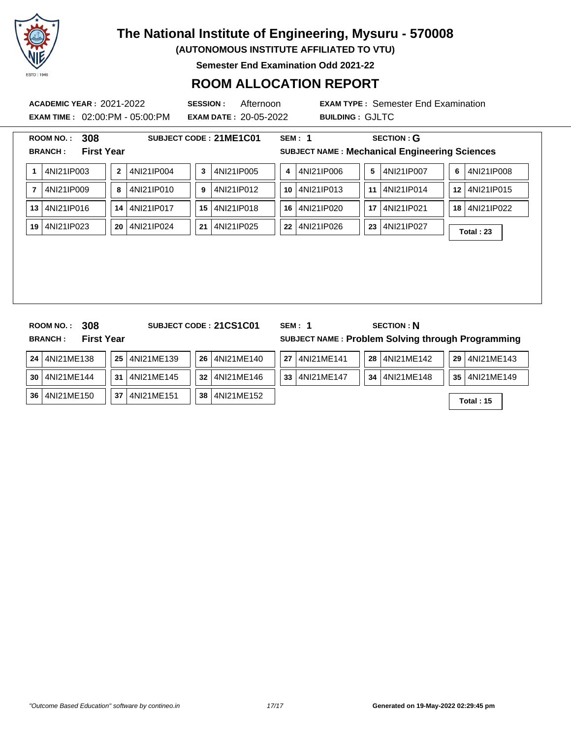# The National Institute of Engineering, Mysuru - 570008

**(AUTONOMOUS INSTITUTE AFFILIATED TO VTU)**

**Semester End Examination Odd 2021-22**

## ROOM ALLOCATION REPORT

**ACADEMIC YEAR :** 2021-2022 **SESSION :** Afternoon **EXAM TYPE :** Semester End Examination

**EXAM TIME :** 02:00:PM - 05:00:PM **EXAM DATE :** 20-05-2022 **BUILDING :** GJLTC

**ROOM NO. :** **308** **SUBJECT CODE : 21ME1C01** **SEM : 1** **SECTION : G**

**BRANCH :** **First Year** **SUBJECT NAME : Mechanical Engineering Sciences**

| | | | | | | | | | | | |
|---|---|---|---|---|---|---|---|---|---|---|---|
| 1 | 4NI21IP003 | 2 | 4NI21IP004 | 3 | 4NI21IP005 | 4 | 4NI21IP006 | 5 | 4NI21IP007 | 6 | 4NI21IP008 |
| 7 | 4NI21IP009 | 8 | 4NI21IP010 | 9 | 4NI21IP012 | 10 | 4NI21IP013 | 11 | 4NI21IP014 | 12 | 4NI21IP015 |
| 13 | 4NI21IP016 | 14 | 4NI21IP017 | 15 | 4NI21IP018 | 16 | 4NI21IP020 | 17 | 4NI21IP021 | 18 | 4NI21IP022 |
| 19 | 4NI21IP023 | 20 | 4NI21IP024 | 21 | 4NI21IP025 | 22 | 4NI21IP026 | 23 | 4NI21IP027 | | **Total : 23** |

**ROOM NO. :** **308** **SUBJECT CODE : 21CS1C01** **SEM : 1** **SECTION : N**

**BRANCH :** **First Year** **SUBJECT NAME : Problem Solving through Programming**

| | | | | | | | | | | | |
|---|---|---|---|---|---|---|---|---|---|---|---|
| 24 | 4NI21ME138 | 25 | 4NI21ME139 | 26 | 4NI21ME140 | 27 | 4NI21ME141 | 28 | 4NI21ME142 | 29 | 4NI21ME143 |
| 30 | 4NI21ME144 | 31 | 4NI21ME145 | 32 | 4NI21ME146 | 33 | 4NI21ME147 | 34 | 4NI21ME148 | 35 | 4NI21ME149 |
| 36 | 4NI21ME150 | 37 | 4NI21ME151 | 38 | 4NI21ME152 | | | | | | **Total : 15** |

*"Outcome Based Education" software by contineo.in* **Generated on 19-May-2022 02:29:45 pm**